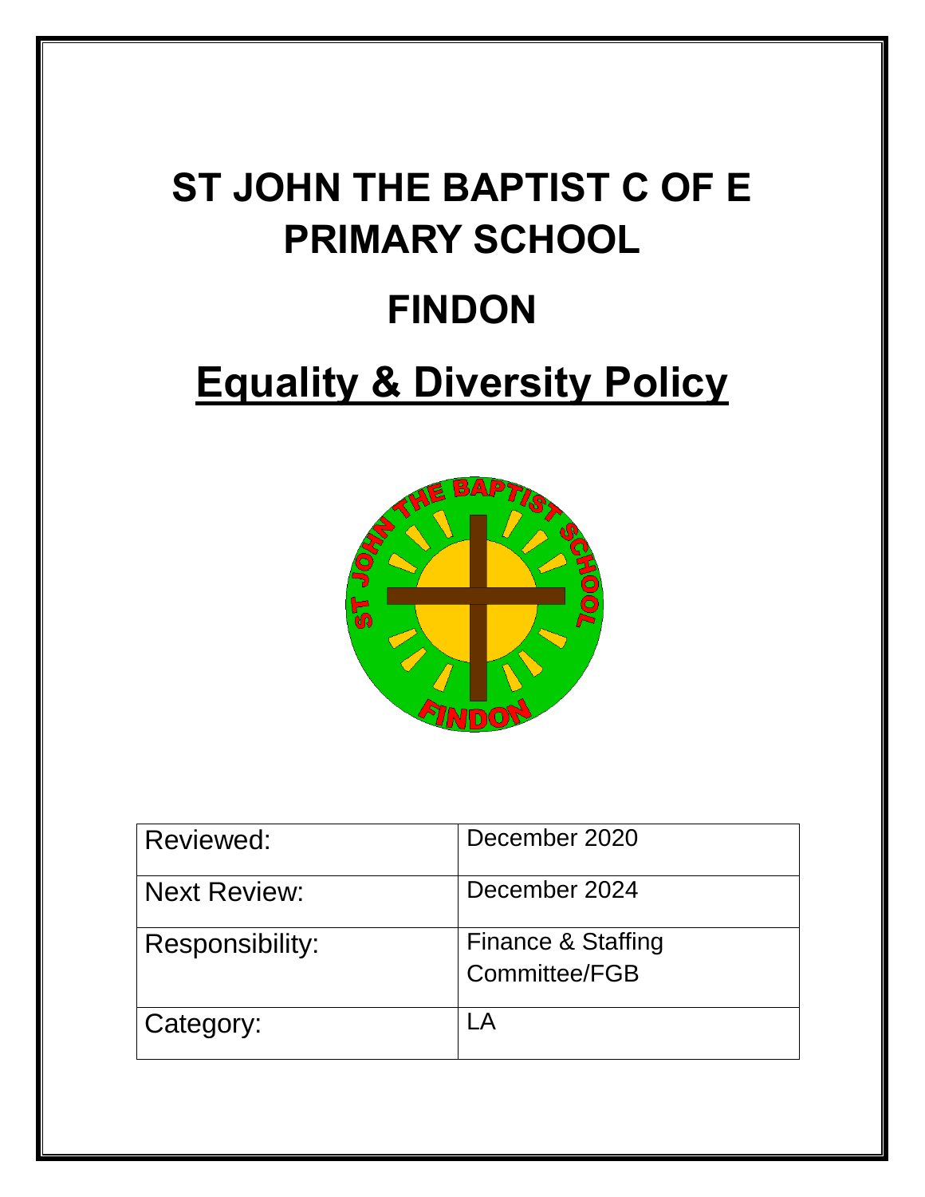# ST JOHN THE BAPTIST C OF E PRIMARY SCHOOL

# FINDON

# Equality & Diversity Policy

| Reviewed: | December 2020 |
|---|---|
| Next Review: | December 2024 |
| Responsibility: | Finance & Staffing Committee/FGB |
| Category: | LA |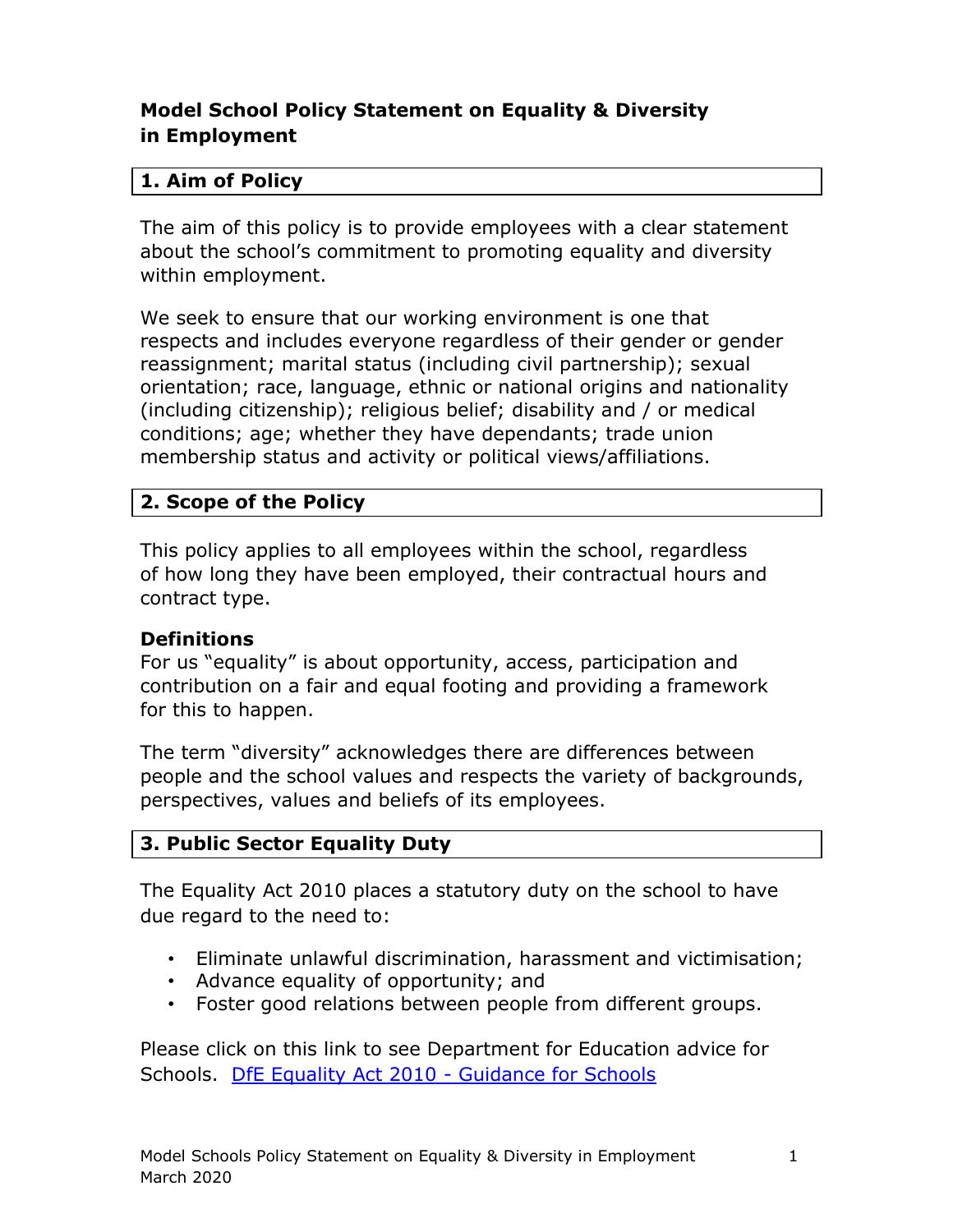# Model School Policy Statement on Equality & Diversity in Employment

## 1. Aim of Policy

The aim of this policy is to provide employees with a clear statement about the school's commitment to promoting equality and diversity within employment.

We seek to ensure that our working environment is one that respects and includes everyone regardless of their gender or gender reassignment; marital status (including civil partnership); sexual orientation; race, language, ethnic or national origins and nationality (including citizenship); religious belief; disability and / or medical conditions; age; whether they have dependants; trade union membership status and activity or political views/affiliations.

## 2. Scope of the Policy

This policy applies to all employees within the school, regardless of how long they have been employed, their contractual hours and contract type.

### Definitions

For us "equality" is about opportunity, access, participation and contribution on a fair and equal footing and providing a framework for this to happen.

The term "diversity" acknowledges there are differences between people and the school values and respects the variety of backgrounds, perspectives, values and beliefs of its employees.

## 3. Public Sector Equality Duty

The Equality Act 2010 places a statutory duty on the school to have due regard to the need to:

- Eliminate unlawful discrimination, harassment and victimisation;
- Advance equality of opportunity; and
- Foster good relations between people from different groups.

Please click on this link to see Department for Education advice for Schools. [DfE Equality Act 2010 - Guidance for Schools]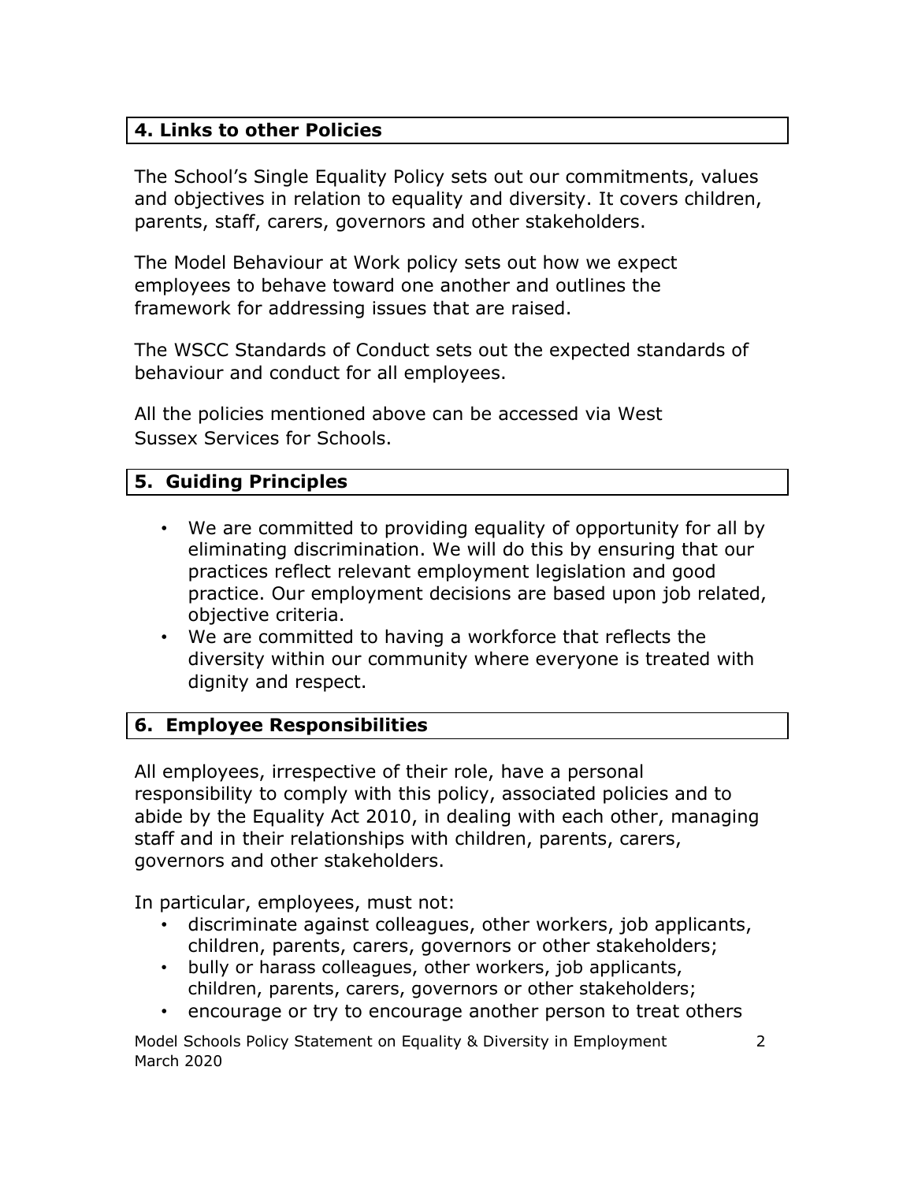## 4. Links to other Policies

The School's Single Equality Policy sets out our commitments, values and objectives in relation to equality and diversity. It covers children, parents, staff, carers, governors and other stakeholders.

The Model Behaviour at Work policy sets out how we expect employees to behave toward one another and outlines the framework for addressing issues that are raised.

The WSCC Standards of Conduct sets out the expected standards of behaviour and conduct for all employees.

All the policies mentioned above can be accessed via West Sussex Services for Schools.

## 5. Guiding Principles

- We are committed to providing equality of opportunity for all by eliminating discrimination. We will do this by ensuring that our practices reflect relevant employment legislation and good practice. Our employment decisions are based upon job related, objective criteria.
- We are committed to having a workforce that reflects the diversity within our community where everyone is treated with dignity and respect.

## 6. Employee Responsibilities

All employees, irrespective of their role, have a personal responsibility to comply with this policy, associated policies and to abide by the Equality Act 2010, in dealing with each other, managing staff and in their relationships with children, parents, carers, governors and other stakeholders.

In particular, employees, must not:

- discriminate against colleagues, other workers, job applicants, children, parents, carers, governors or other stakeholders;
- bully or harass colleagues, other workers, job applicants, children, parents, carers, governors or other stakeholders;
- encourage or try to encourage another person to treat others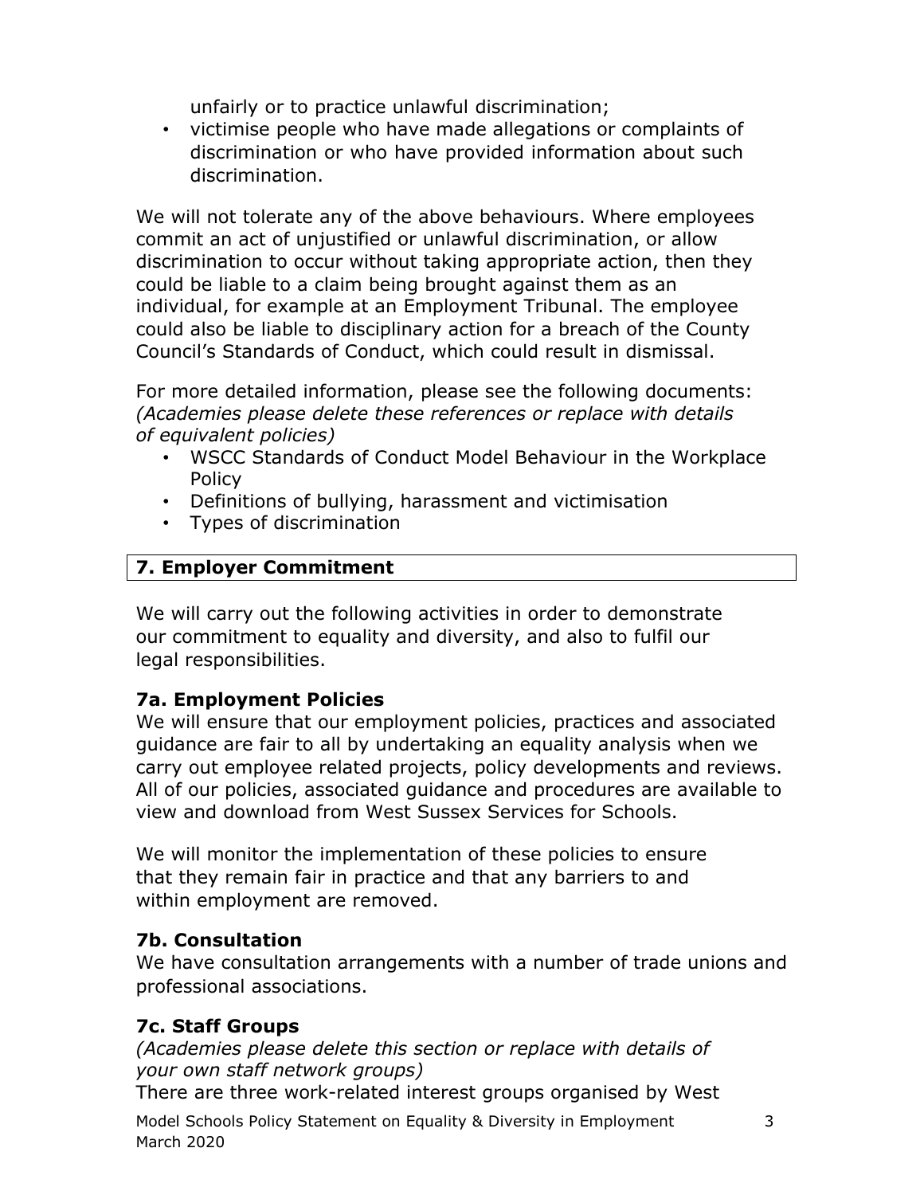unfairly or to practice unlawful discrimination;
- victimise people who have made allegations or complaints of discrimination or who have provided information about such discrimination.

We will not tolerate any of the above behaviours. Where employees commit an act of unjustified or unlawful discrimination, or allow discrimination to occur without taking appropriate action, then they could be liable to a claim being brought against them as an individual, for example at an Employment Tribunal. The employee could also be liable to disciplinary action for a breach of the County Council's Standards of Conduct, which could result in dismissal.

For more detailed information, please see the following documents: *(Academies please delete these references or replace with details of equivalent policies)*

- WSCC Standards of Conduct Model Behaviour in the Workplace Policy
- Definitions of bullying, harassment and victimisation
- Types of discrimination

## 7. Employer Commitment

We will carry out the following activities in order to demonstrate our commitment to equality and diversity, and also to fulfil our legal responsibilities.

### 7a. Employment Policies

We will ensure that our employment policies, practices and associated guidance are fair to all by undertaking an equality analysis when we carry out employee related projects, policy developments and reviews. All of our policies, associated guidance and procedures are available to view and download from West Sussex Services for Schools.

We will monitor the implementation of these policies to ensure that they remain fair in practice and that any barriers to and within employment are removed.

### 7b. Consultation

We have consultation arrangements with a number of trade unions and professional associations.

### 7c. Staff Groups

*(Academies please delete this section or replace with details of your own staff network groups)*

There are three work-related interest groups organised by West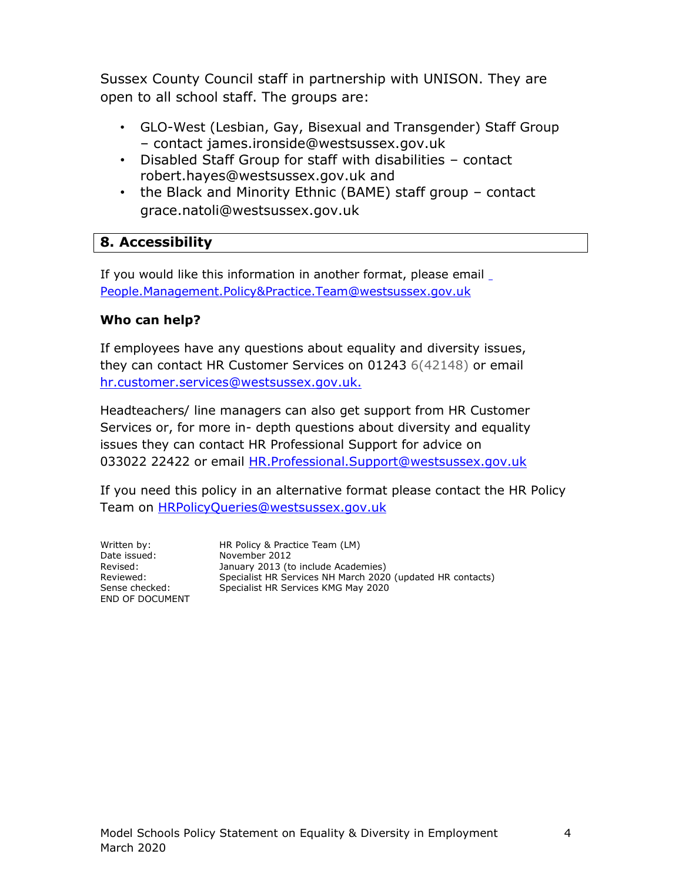Sussex County Council staff in partnership with UNISON. They are open to all school staff. The groups are:

- GLO-West (Lesbian, Gay, Bisexual and Transgender) Staff Group – contact james.ironside@westsussex.gov.uk
- Disabled Staff Group for staff with disabilities – contact robert.hayes@westsussex.gov.uk and
- the Black and Minority Ethnic (BAME) staff group – contact grace.natoli@westsussex.gov.uk

## 8. Accessibility

If you would like this information in another format, please email People.Management.Policy&Practice.Team@westsussex.gov.uk

**Who can help?**

If employees have any questions about equality and diversity issues, they can contact HR Customer Services on 01243 6(42148) or email hr.customer.services@westsussex.gov.uk.

Headteachers/ line managers can also get support from HR Customer Services or, for more in- depth questions about diversity and equality issues they can contact HR Professional Support for advice on 033022 22422 or email HR.Professional.Support@westsussex.gov.uk

If you need this policy in an alternative format please contact the HR Policy Team on HRPolicyQueries@westsussex.gov.uk

| | |
|---|---|
| Written by: | HR Policy & Practice Team (LM) |
| Date issued: | November 2012 |
| Revised: | January 2013 (to include Academies) |
| Reviewed: | Specialist HR Services NH March 2020 (updated HR contacts) |
| Sense checked: | Specialist HR Services KMG May 2020 |

END OF DOCUMENT